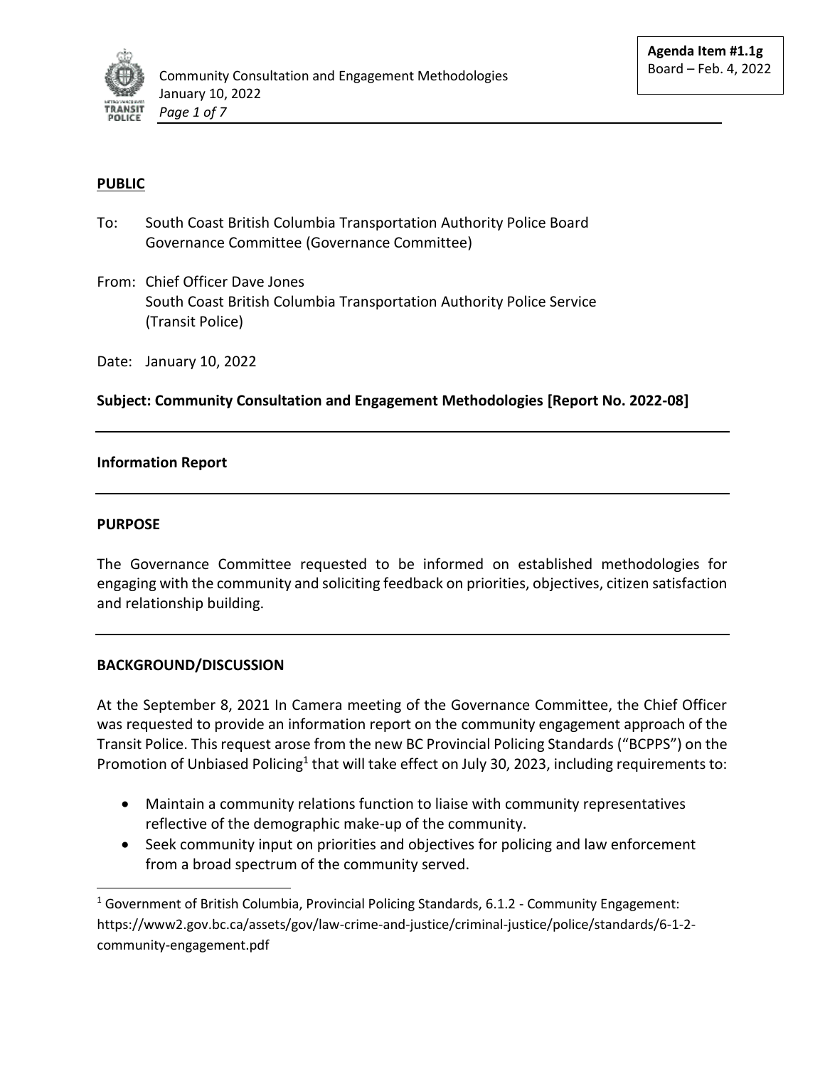**Agenda Item #1.1g**
Board – Feb. 4, 2022

**PUBLIC**

To: South Coast British Columbia Transportation Authority Police Board Governance Committee (Governance Committee)

From: Chief Officer Dave Jones
South Coast British Columbia Transportation Authority Police Service (Transit Police)

Date: January 10, 2022

**Subject: Community Consultation and Engagement Methodologies [Report No. 2022-08]**

---

**Information Report**

---

**PURPOSE**

The Governance Committee requested to be informed on established methodologies for engaging with the community and soliciting feedback on priorities, objectives, citizen satisfaction and relationship building.

---

**BACKGROUND/DISCUSSION**

At the September 8, 2021 In Camera meeting of the Governance Committee, the Chief Officer was requested to provide an information report on the community engagement approach of the Transit Police. This request arose from the new BC Provincial Policing Standards ("BCPPS") on the Promotion of Unbiased Policing[1] that will take effect on July 30, 2023, including requirements to:

- Maintain a community relations function to liaise with community representatives reflective of the demographic make-up of the community.
- Seek community input on priorities and objectives for policing and law enforcement from a broad spectrum of the community served.

[1] Government of British Columbia, Provincial Policing Standards, 6.1.2 - Community Engagement: https://www2.gov.bc.ca/assets/gov/law-crime-and-justice/criminal-justice/police/standards/6-1-2-community-engagement.pdf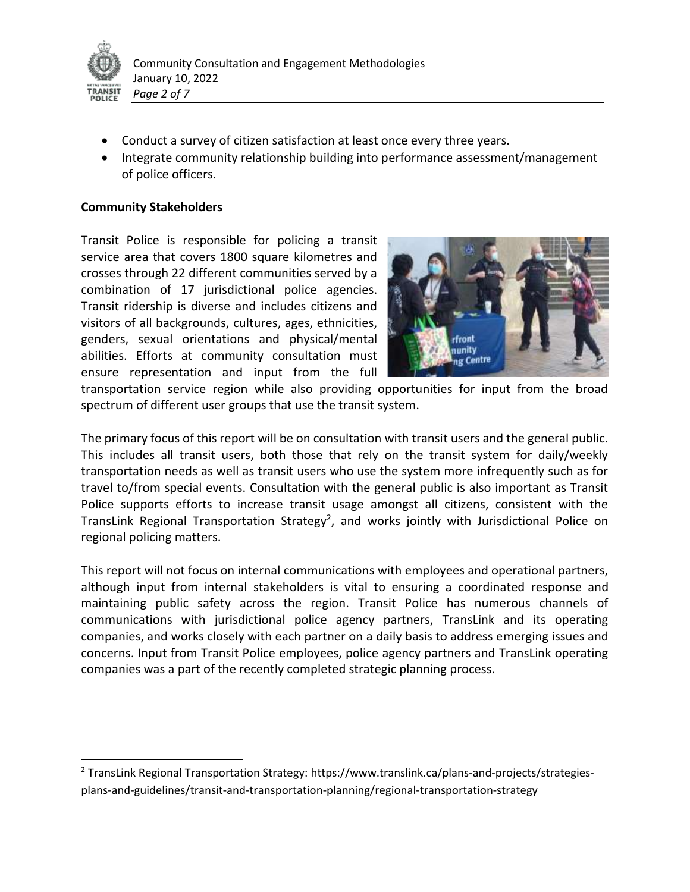- Conduct a survey of citizen satisfaction at least once every three years.
- Integrate community relationship building into performance assessment/management of police officers.

**Community Stakeholders**

Transit Police is responsible for policing a transit service area that covers 1800 square kilometres and crosses through 22 different communities served by a combination of 17 jurisdictional police agencies. Transit ridership is diverse and includes citizens and visitors of all backgrounds, cultures, ages, ethnicities, genders, sexual orientations and physical/mental abilities. Efforts at community consultation must ensure representation and input from the full transportation service region while also providing opportunities for input from the broad spectrum of different user groups that use the transit system.

The primary focus of this report will be on consultation with transit users and the general public. This includes all transit users, both those that rely on the transit system for daily/weekly transportation needs as well as transit users who use the system more infrequently such as for travel to/from special events. Consultation with the general public is also important as Transit Police supports efforts to increase transit usage amongst all citizens, consistent with the TransLink Regional Transportation Strategy[2], and works jointly with Jurisdictional Police on regional policing matters.

This report will not focus on internal communications with employees and operational partners, although input from internal stakeholders is vital to ensuring a coordinated response and maintaining public safety across the region. Transit Police has numerous channels of communications with jurisdictional police agency partners, TransLink and its operating companies, and works closely with each partner on a daily basis to address emerging issues and concerns. Input from Transit Police employees, police agency partners and TransLink operating companies was a part of the recently completed strategic planning process.

---

[2] TransLink Regional Transportation Strategy: https://www.translink.ca/plans-and-projects/strategies-plans-and-guidelines/transit-and-transportation-planning/regional-transportation-strategy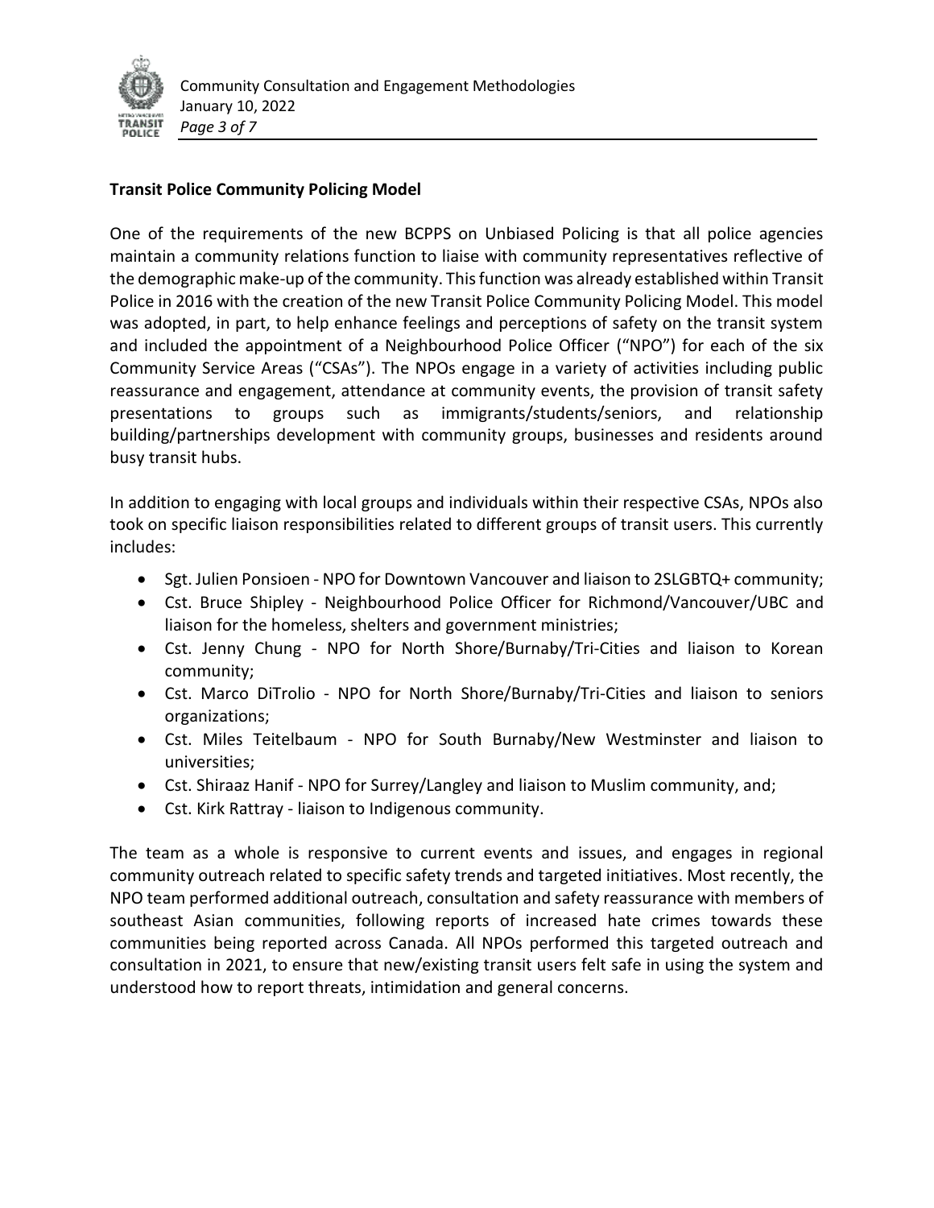**Transit Police Community Policing Model**

One of the requirements of the new BCPPS on Unbiased Policing is that all police agencies maintain a community relations function to liaise with community representatives reflective of the demographic make-up of the community. This function was already established within Transit Police in 2016 with the creation of the new Transit Police Community Policing Model. This model was adopted, in part, to help enhance feelings and perceptions of safety on the transit system and included the appointment of a Neighbourhood Police Officer ("NPO") for each of the six Community Service Areas ("CSAs"). The NPOs engage in a variety of activities including public reassurance and engagement, attendance at community events, the provision of transit safety presentations to groups such as immigrants/students/seniors, and relationship building/partnerships development with community groups, businesses and residents around busy transit hubs.

In addition to engaging with local groups and individuals within their respective CSAs, NPOs also took on specific liaison responsibilities related to different groups of transit users. This currently includes:

- Sgt. Julien Ponsioen - NPO for Downtown Vancouver and liaison to 2SLGBTQ+ community;
- Cst. Bruce Shipley - Neighbourhood Police Officer for Richmond/Vancouver/UBC and liaison for the homeless, shelters and government ministries;
- Cst. Jenny Chung - NPO for North Shore/Burnaby/Tri-Cities and liaison to Korean community;
- Cst. Marco DiTrolio - NPO for North Shore/Burnaby/Tri-Cities and liaison to seniors organizations;
- Cst. Miles Teitelbaum - NPO for South Burnaby/New Westminster and liaison to universities;
- Cst. Shiraaz Hanif - NPO for Surrey/Langley and liaison to Muslim community, and;
- Cst. Kirk Rattray - liaison to Indigenous community.

The team as a whole is responsive to current events and issues, and engages in regional community outreach related to specific safety trends and targeted initiatives. Most recently, the NPO team performed additional outreach, consultation and safety reassurance with members of southeast Asian communities, following reports of increased hate crimes towards these communities being reported across Canada. All NPOs performed this targeted outreach and consultation in 2021, to ensure that new/existing transit users felt safe in using the system and understood how to report threats, intimidation and general concerns.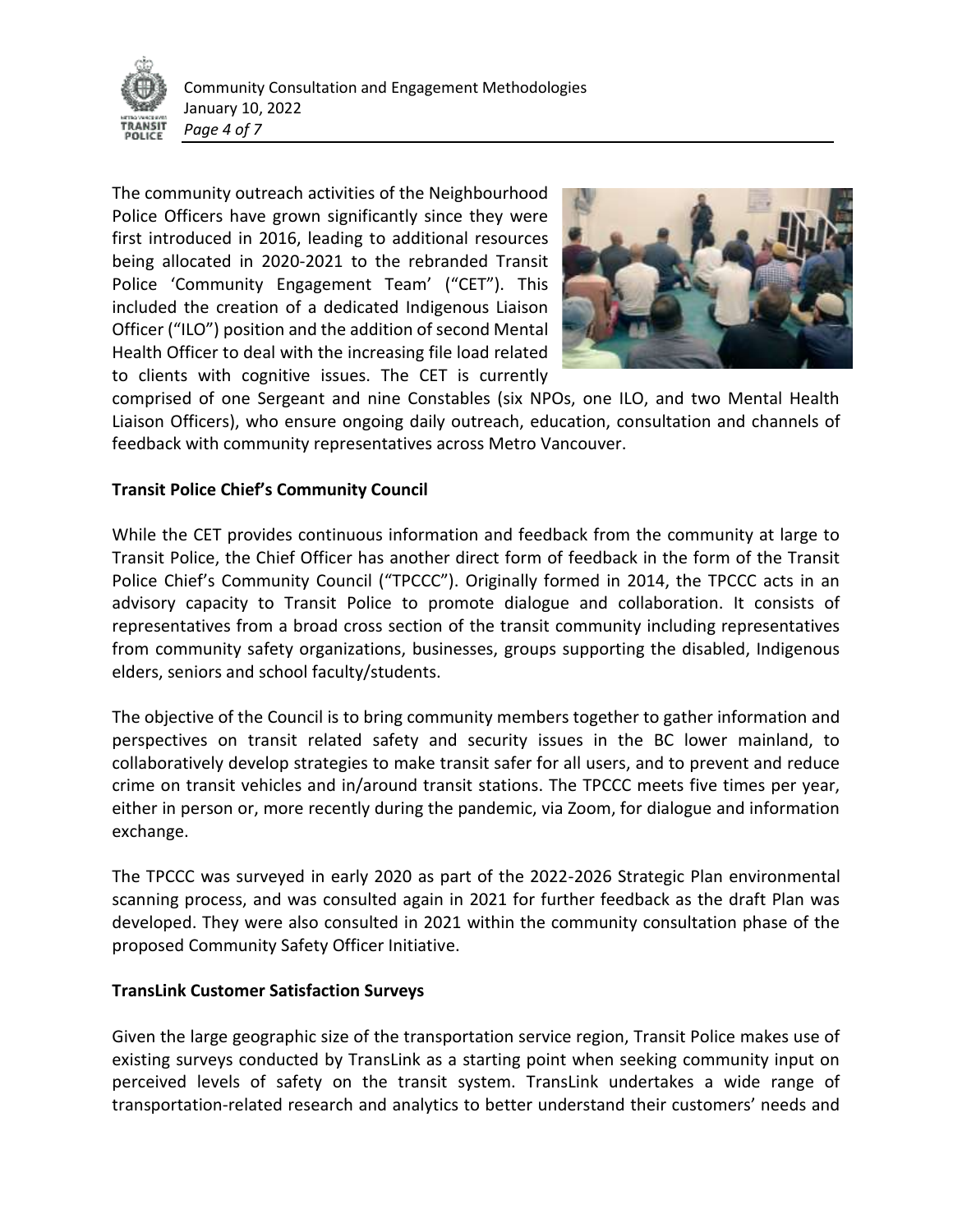The community outreach activities of the Neighbourhood Police Officers have grown significantly since they were first introduced in 2016, leading to additional resources being allocated in 2020-2021 to the rebranded Transit Police 'Community Engagement Team' ("CET"). This included the creation of a dedicated Indigenous Liaison Officer ("ILO") position and the addition of second Mental Health Officer to deal with the increasing file load related to clients with cognitive issues. The CET is currently comprised of one Sergeant and nine Constables (six NPOs, one ILO, and two Mental Health Liaison Officers), who ensure ongoing daily outreach, education, consultation and channels of feedback with community representatives across Metro Vancouver.

**Transit Police Chief's Community Council**

While the CET provides continuous information and feedback from the community at large to Transit Police, the Chief Officer has another direct form of feedback in the form of the Transit Police Chief's Community Council ("TPCCC"). Originally formed in 2014, the TPCCC acts in an advisory capacity to Transit Police to promote dialogue and collaboration. It consists of representatives from a broad cross section of the transit community including representatives from community safety organizations, businesses, groups supporting the disabled, Indigenous elders, seniors and school faculty/students.

The objective of the Council is to bring community members together to gather information and perspectives on transit related safety and security issues in the BC lower mainland, to collaboratively develop strategies to make transit safer for all users, and to prevent and reduce crime on transit vehicles and in/around transit stations. The TPCCC meets five times per year, either in person or, more recently during the pandemic, via Zoom, for dialogue and information exchange.

The TPCCC was surveyed in early 2020 as part of the 2022-2026 Strategic Plan environmental scanning process, and was consulted again in 2021 for further feedback as the draft Plan was developed. They were also consulted in 2021 within the community consultation phase of the proposed Community Safety Officer Initiative.

**TransLink Customer Satisfaction Surveys**

Given the large geographic size of the transportation service region, Transit Police makes use of existing surveys conducted by TransLink as a starting point when seeking community input on perceived levels of safety on the transit system. TransLink undertakes a wide range of transportation-related research and analytics to better understand their customers' needs and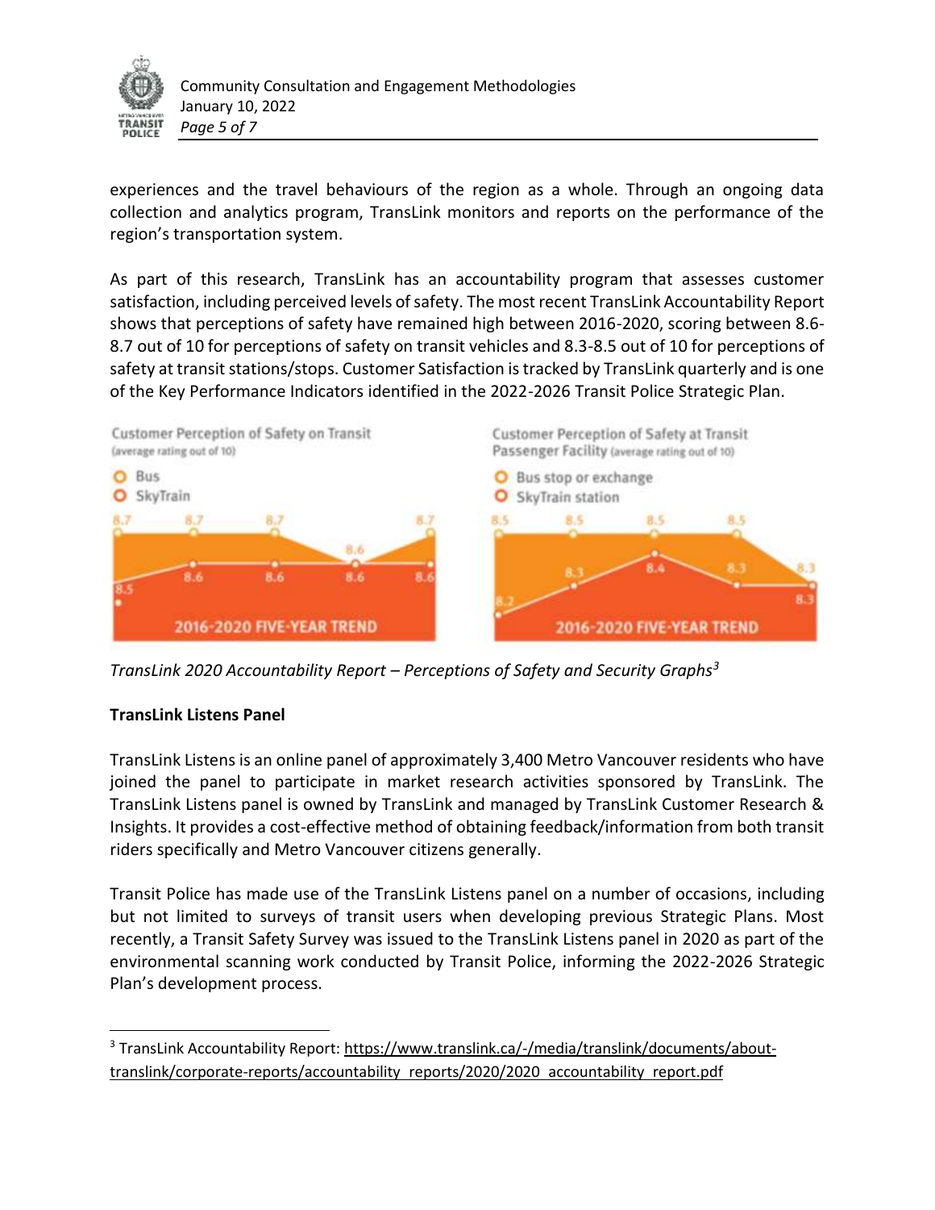experiences and the travel behaviours of the region as a whole. Through an ongoing data collection and analytics program, TransLink monitors and reports on the performance of the region's transportation system.

As part of this research, TransLink has an accountability program that assesses customer satisfaction, including perceived levels of safety. The most recent TransLink Accountability Report shows that perceptions of safety have remained high between 2016-2020, scoring between 8.6-8.7 out of 10 for perceptions of safety on transit vehicles and 8.3-8.5 out of 10 for perceptions of safety at transit stations/stops. Customer Satisfaction is tracked by TransLink quarterly and is one of the Key Performance Indicators identified in the 2022-2026 Transit Police Strategic Plan.

Customer Perception of Safety on Transit (average rating out of 10)

- Bus
- SkyTrain

| | 2016 | 2017 | 2018 | 2019 | 2020 |
|---|---|---|---|---|---|
| Bus | 8.7 | 8.7 | 8.7 | 8.6 | 8.7 |
| SkyTrain | 8.5 | 8.6 | 8.6 | 8.6 | 8.6 |

2016-2020 FIVE-YEAR TREND

Customer Perception of Safety at Transit Passenger Facility (average rating out of 10)

- Bus stop or exchange
- SkyTrain station

| | 2016 | 2017 | 2018 | 2019 | 2020 |
|---|---|---|---|---|---|
| Bus stop or exchange | 8.5 | 8.5 | 8.5 | 8.5 | 8.3 |
| SkyTrain station | 8.2 | 8.3 | 8.4 | 8.3 | 8.3 |

2016-2020 FIVE-YEAR TREND

*TransLink 2020 Accountability Report – Perceptions of Safety and Security Graphs*[3]

**TransLink Listens Panel**

TransLink Listens is an online panel of approximately 3,400 Metro Vancouver residents who have joined the panel to participate in market research activities sponsored by TransLink. The TransLink Listens panel is owned by TransLink and managed by TransLink Customer Research & Insights. It provides a cost-effective method of obtaining feedback/information from both transit riders specifically and Metro Vancouver citizens generally.

Transit Police has made use of the TransLink Listens panel on a number of occasions, including but not limited to surveys of transit users when developing previous Strategic Plans. Most recently, a Transit Safety Survey was issued to the TransLink Listens panel in 2020 as part of the environmental scanning work conducted by Transit Police, informing the 2022-2026 Strategic Plan's development process.

---

[3] TransLink Accountability Report: https://www.translink.ca/-/media/translink/documents/about-translink/corporate-reports/accountability_reports/2020/2020_accountability_report.pdf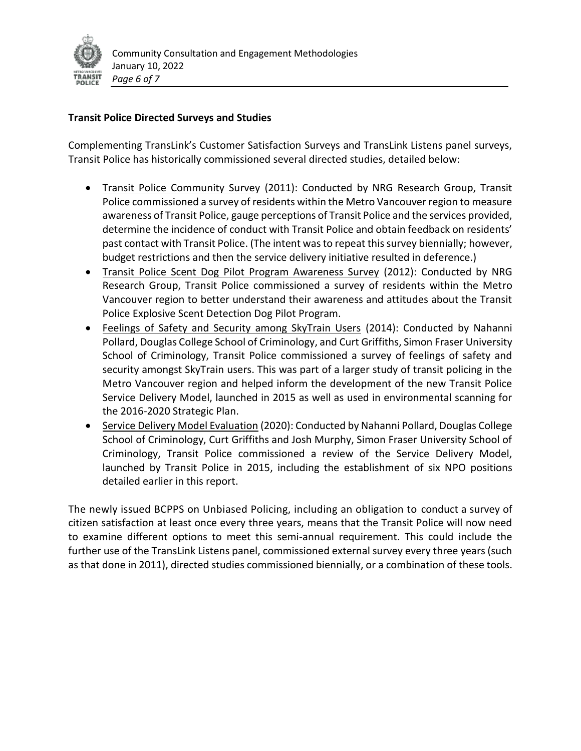**Transit Police Directed Surveys and Studies**

Complementing TransLink's Customer Satisfaction Surveys and TransLink Listens panel surveys, Transit Police has historically commissioned several directed studies, detailed below:

- Transit Police Community Survey (2011): Conducted by NRG Research Group, Transit Police commissioned a survey of residents within the Metro Vancouver region to measure awareness of Transit Police, gauge perceptions of Transit Police and the services provided, determine the incidence of conduct with Transit Police and obtain feedback on residents' past contact with Transit Police. (The intent was to repeat this survey biennially; however, budget restrictions and then the service delivery initiative resulted in deference.)
- Transit Police Scent Dog Pilot Program Awareness Survey (2012): Conducted by NRG Research Group, Transit Police commissioned a survey of residents within the Metro Vancouver region to better understand their awareness and attitudes about the Transit Police Explosive Scent Detection Dog Pilot Program.
- Feelings of Safety and Security among SkyTrain Users (2014): Conducted by Nahanni Pollard, Douglas College School of Criminology, and Curt Griffiths, Simon Fraser University School of Criminology, Transit Police commissioned a survey of feelings of safety and security amongst SkyTrain users. This was part of a larger study of transit policing in the Metro Vancouver region and helped inform the development of the new Transit Police Service Delivery Model, launched in 2015 as well as used in environmental scanning for the 2016-2020 Strategic Plan.
- Service Delivery Model Evaluation (2020): Conducted by Nahanni Pollard, Douglas College School of Criminology, Curt Griffiths and Josh Murphy, Simon Fraser University School of Criminology, Transit Police commissioned a review of the Service Delivery Model, launched by Transit Police in 2015, including the establishment of six NPO positions detailed earlier in this report.

The newly issued BCPPS on Unbiased Policing, including an obligation to conduct a survey of citizen satisfaction at least once every three years, means that the Transit Police will now need to examine different options to meet this semi-annual requirement. This could include the further use of the TransLink Listens panel, commissioned external survey every three years (such as that done in 2011), directed studies commissioned biennially, or a combination of these tools.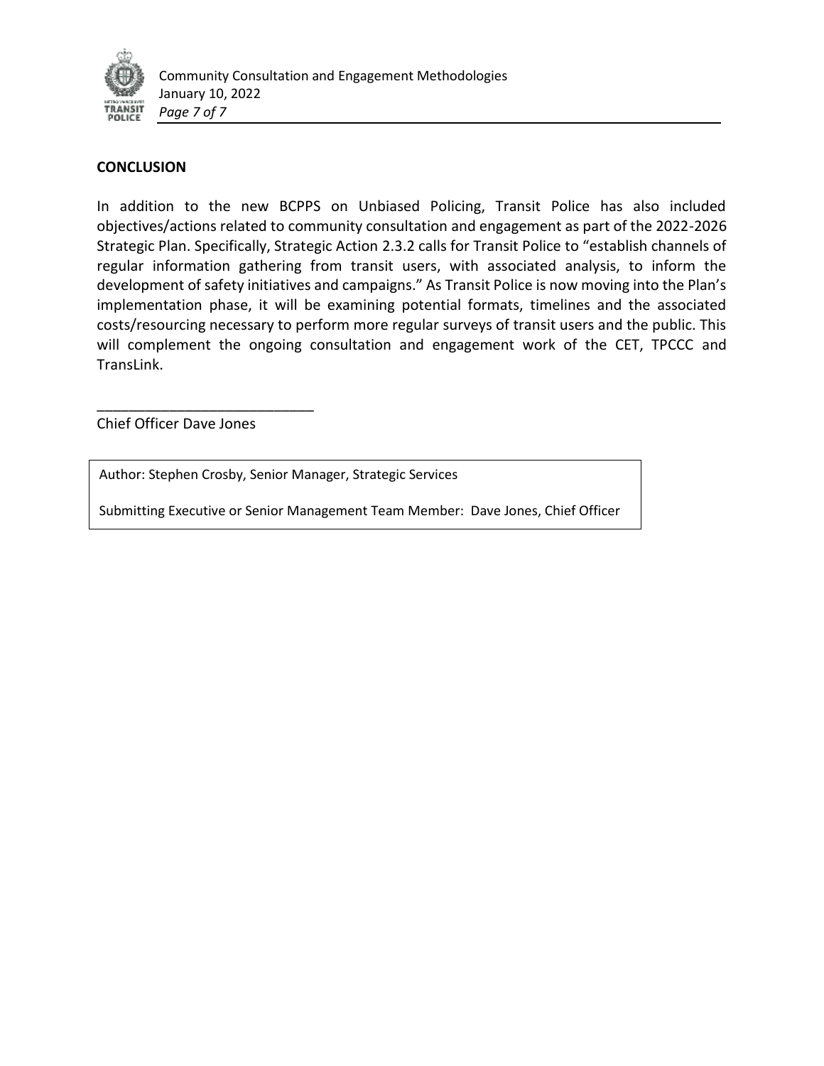**CONCLUSION**

In addition to the new BCPPS on Unbiased Policing, Transit Police has also included objectives/actions related to community consultation and engagement as part of the 2022-2026 Strategic Plan. Specifically, Strategic Action 2.3.2 calls for Transit Police to "establish channels of regular information gathering from transit users, with associated analysis, to inform the development of safety initiatives and campaigns." As Transit Police is now moving into the Plan's implementation phase, it will be examining potential formats, timelines and the associated costs/resourcing necessary to perform more regular surveys of transit users and the public. This will complement the ongoing consultation and engagement work of the CET, TPCCC and TransLink.

___________________________

Chief Officer Dave Jones

Author: Stephen Crosby, Senior Manager, Strategic Services

Submitting Executive or Senior Management Team Member: Dave Jones, Chief Officer